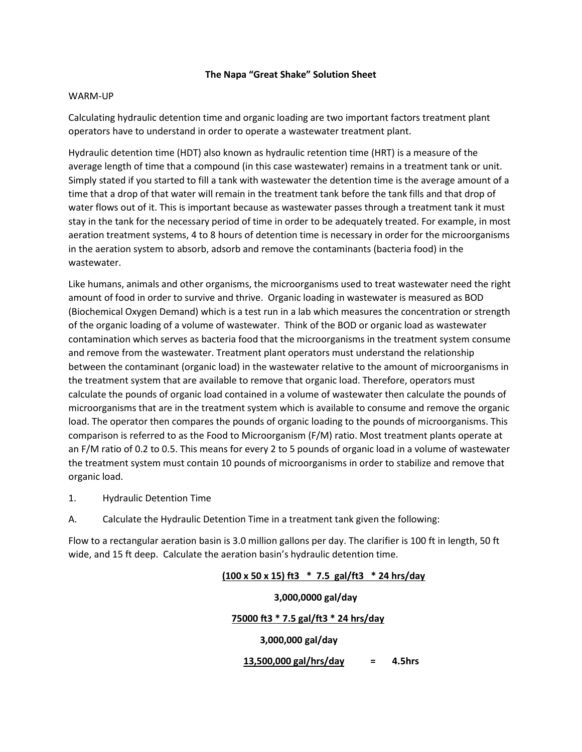**The Napa "Great Shake" Solution Sheet**

WARM-UP

Calculating hydraulic detention time and organic loading are two important factors treatment plant operators have to understand in order to operate a wastewater treatment plant.

Hydraulic detention time (HDT) also known as hydraulic retention time (HRT) is a measure of the average length of time that a compound (in this case wastewater) remains in a treatment tank or unit. Simply stated if you started to fill a tank with wastewater the detention time is the average amount of a time that a drop of that water will remain in the treatment tank before the tank fills and that drop of water flows out of it. This is important because as wastewater passes through a treatment tank it must stay in the tank for the necessary period of time in order to be adequately treated. For example, in most aeration treatment systems, 4 to 8 hours of detention time is necessary in order for the microorganisms in the aeration system to absorb, adsorb and remove the contaminants (bacteria food) in the wastewater.

Like humans, animals and other organisms, the microorganisms used to treat wastewater need the right amount of food in order to survive and thrive. Organic loading in wastewater is measured as BOD (Biochemical Oxygen Demand) which is a test run in a lab which measures the concentration or strength of the organic loading of a volume of wastewater. Think of the BOD or organic load as wastewater contamination which serves as bacteria food that the microorganisms in the treatment system consume and remove from the wastewater. Treatment plant operators must understand the relationship between the contaminant (organic load) in the wastewater relative to the amount of microorganisms in the treatment system that are available to remove that organic load. Therefore, operators must calculate the pounds of organic load contained in a volume of wastewater then calculate the pounds of microorganisms that are in the treatment system which is available to consume and remove the organic load. The operator then compares the pounds of organic loading to the pounds of microorganisms. This comparison is referred to as the Food to Microorganism (F/M) ratio. Most treatment plants operate at an F/M ratio of 0.2 to 0.5. This means for every 2 to 5 pounds of organic load in a volume of wastewater the treatment system must contain 10 pounds of microorganisms in order to stabilize and remove that organic load.

1. Hydraulic Detention Time

A. Calculate the Hydraulic Detention Time in a treatment tank given the following:

Flow to a rectangular aeration basin is 3.0 million gallons per day. The clarifier is 100 ft in length, 50 ft wide, and 15 ft deep. Calculate the aeration basin's hydraulic detention time.

$$\frac{(100 \times 50 \times 15)\ \text{ft3} * 7.5\ \text{gal/ft3} * 24\ \text{hrs/day}}{3{,}000{,}0000\ \text{gal/day}}$$

$$\frac{75000\ \text{ft3} * 7.5\ \text{gal/ft3} * 24\ \text{hrs/day}}{3{,}000{,}000\ \text{gal/day}}$$

$$\frac{13{,}500{,}000\ \text{gal/hrs/day}}{} = 4.5\text{hrs}$$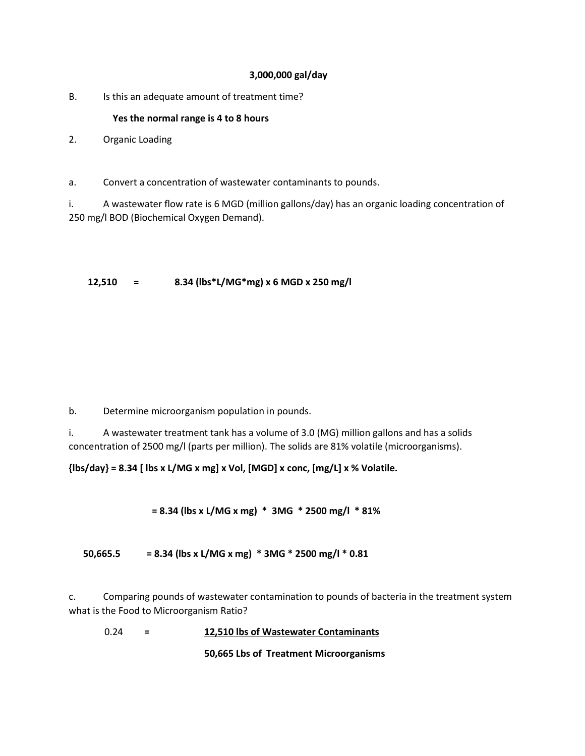**3,000,000 gal/day**

B. Is this an adequate amount of treatment time?

**Yes the normal range is 4 to 8 hours**

2. Organic Loading

a. Convert a concentration of wastewater contaminants to pounds.

i. A wastewater flow rate is 6 MGD (million gallons/day) has an organic loading concentration of 250 mg/l BOD (Biochemical Oxygen Demand).

**12,510 = 8.34 (lbs*L/MG*mg) x 6 MGD x 250 mg/l**

b. Determine microorganism population in pounds.

i. A wastewater treatment tank has a volume of 3.0 (MG) million gallons and has a solids concentration of 2500 mg/l (parts per million). The solids are 81% volatile (microorganisms).

**{lbs/day} = 8.34 [ lbs x L/MG x mg] x Vol, [MGD] x conc, [mg/L] x % Volatile.**

**= 8.34 (lbs x L/MG x mg) * 3MG * 2500 mg/l * 81%**

**50,665.5 = 8.34 (lbs x L/MG x mg) * 3MG * 2500 mg/l * 0.81**

c. Comparing pounds of wastewater contamination to pounds of bacteria in the treatment system what is the Food to Microorganism Ratio?

0.24 = **<u>12,510 lbs of Wastewater Contaminants</u>**

**50,665 Lbs of Treatment Microorganisms**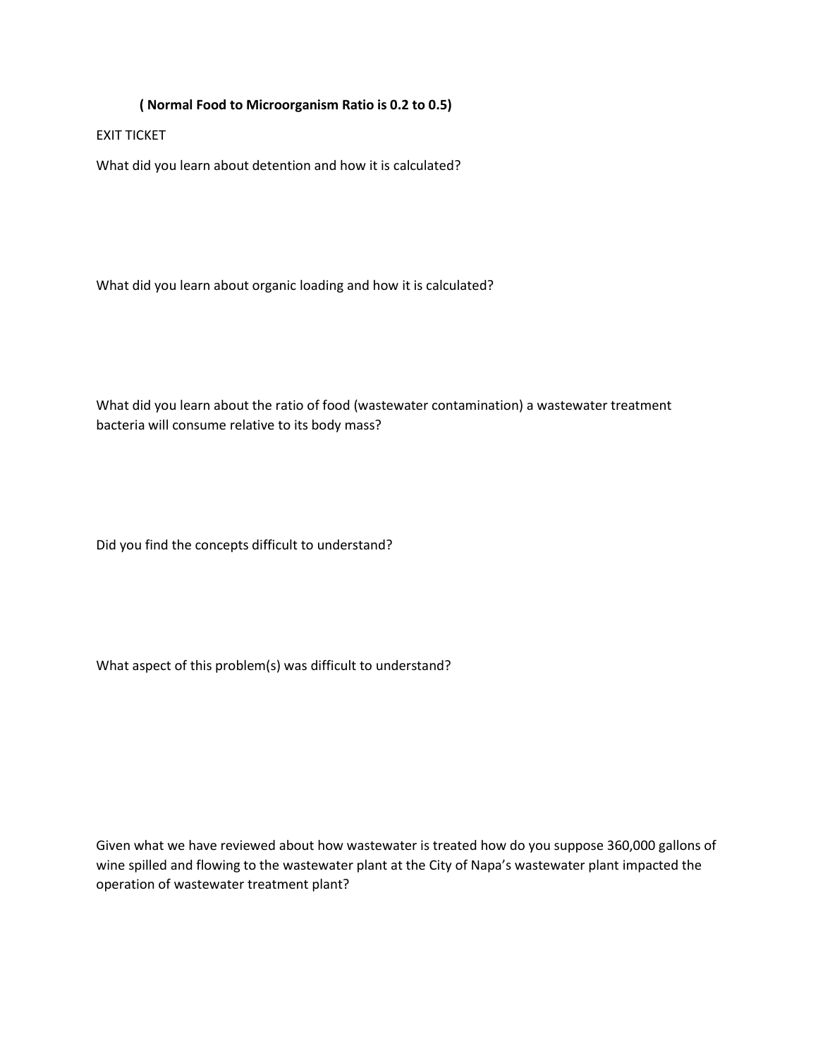**( Normal Food to Microorganism Ratio is 0.2 to 0.5)**

EXIT TICKET

What did you learn about detention and how it is calculated?

What did you learn about organic loading and how it is calculated?

What did you learn about the ratio of food (wastewater contamination) a wastewater treatment bacteria will consume relative to its body mass?

Did you find the concepts difficult to understand?

What aspect of this problem(s) was difficult to understand?

Given what we have reviewed about how wastewater is treated how do you suppose 360,000 gallons of wine spilled and flowing to the wastewater plant at the City of Napa's wastewater plant impacted the operation of wastewater treatment plant?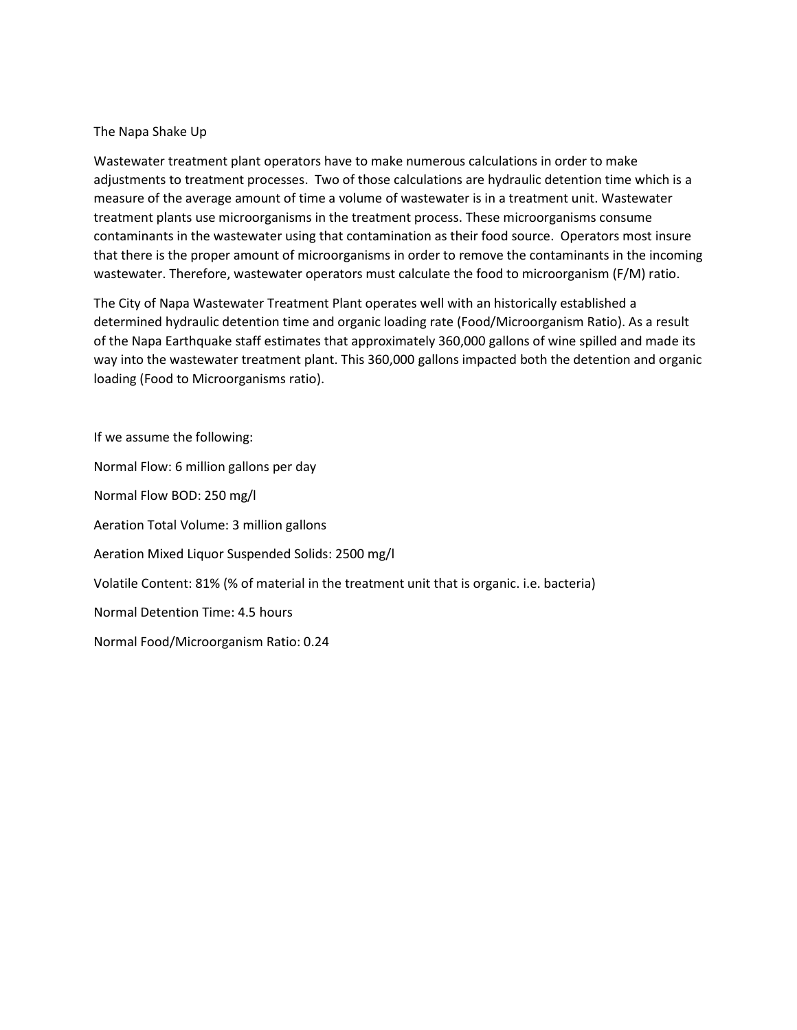The Napa Shake Up

Wastewater treatment plant operators have to make numerous calculations in order to make adjustments to treatment processes. Two of those calculations are hydraulic detention time which is a measure of the average amount of time a volume of wastewater is in a treatment unit. Wastewater treatment plants use microorganisms in the treatment process. These microorganisms consume contaminants in the wastewater using that contamination as their food source. Operators most insure that there is the proper amount of microorganisms in order to remove the contaminants in the incoming wastewater. Therefore, wastewater operators must calculate the food to microorganism (F/M) ratio.

The City of Napa Wastewater Treatment Plant operates well with an historically established a determined hydraulic detention time and organic loading rate (Food/Microorganism Ratio). As a result of the Napa Earthquake staff estimates that approximately 360,000 gallons of wine spilled and made its way into the wastewater treatment plant. This 360,000 gallons impacted both the detention and organic loading (Food to Microorganisms ratio).

If we assume the following:

Normal Flow: 6 million gallons per day

Normal Flow BOD: 250 mg/l

Aeration Total Volume: 3 million gallons

Aeration Mixed Liquor Suspended Solids: 2500 mg/l

Volatile Content: 81% (% of material in the treatment unit that is organic. i.e. bacteria)

Normal Detention Time: 4.5 hours

Normal Food/Microorganism Ratio: 0.24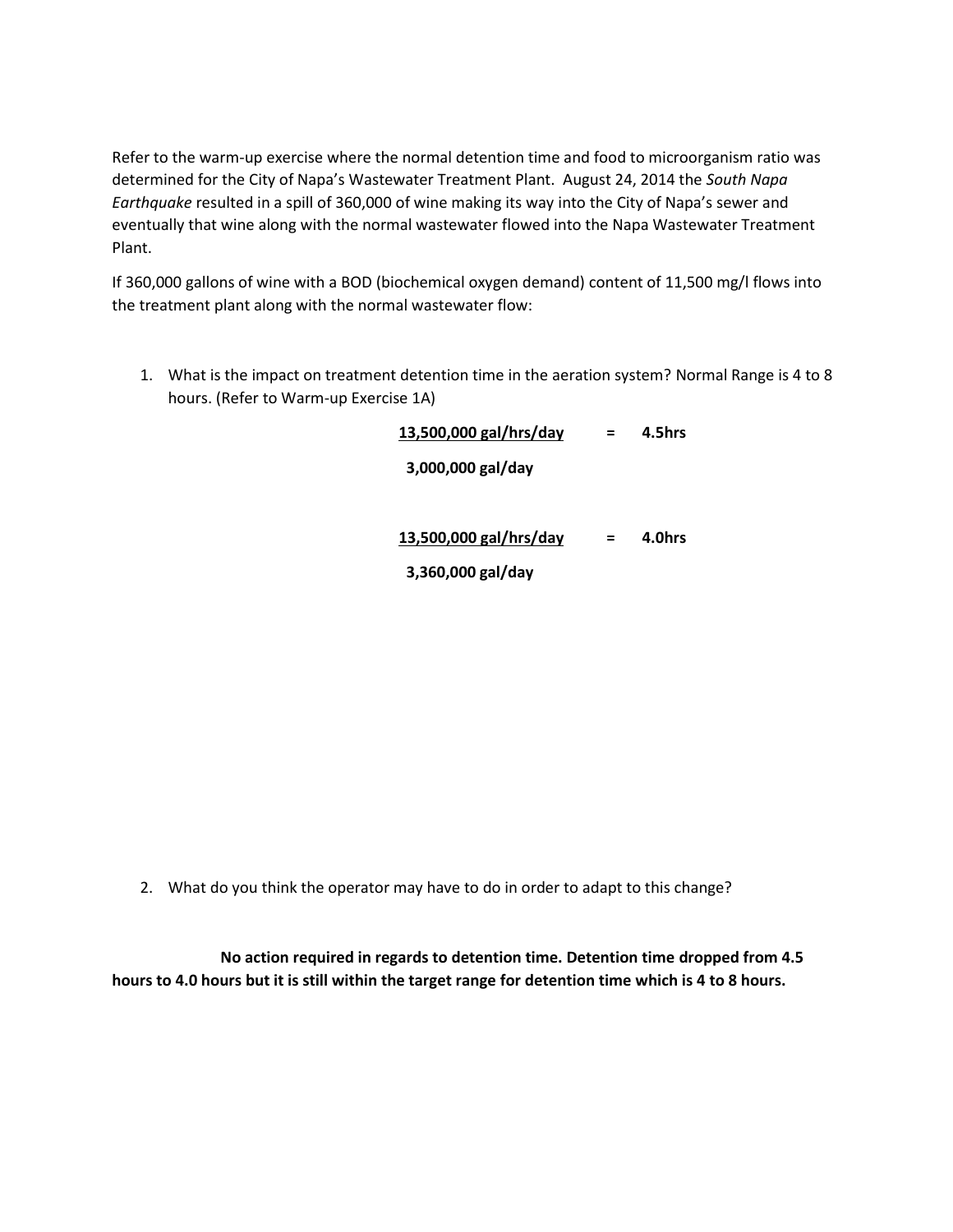Refer to the warm-up exercise where the normal detention time and food to microorganism ratio was determined for the City of Napa's Wastewater Treatment Plant. August 24, 2014 the *South Napa Earthquake* resulted in a spill of 360,000 of wine making its way into the City of Napa's sewer and eventually that wine along with the normal wastewater flowed into the Napa Wastewater Treatment Plant.

If 360,000 gallons of wine with a BOD (biochemical oxygen demand) content of 11,500 mg/l flows into the treatment plant along with the normal wastewater flow:

1. What is the impact on treatment detention time in the aeration system? Normal Range is 4 to 8 hours. (Refer to Warm-up Exercise 1A)

$$\frac{\textbf{13,500,000 gal/hrs/day}}{\textbf{3,000,000 gal/day}} = \textbf{4.5hrs}$$

$$\frac{\textbf{13,500,000 gal/hrs/day}}{\textbf{3,360,000 gal/day}} = \textbf{4.0hrs}$$

2. What do you think the operator may have to do in order to adapt to this change?

**No action required in regards to detention time. Detention time dropped from 4.5 hours to 4.0 hours but it is still within the target range for detention time which is 4 to 8 hours.**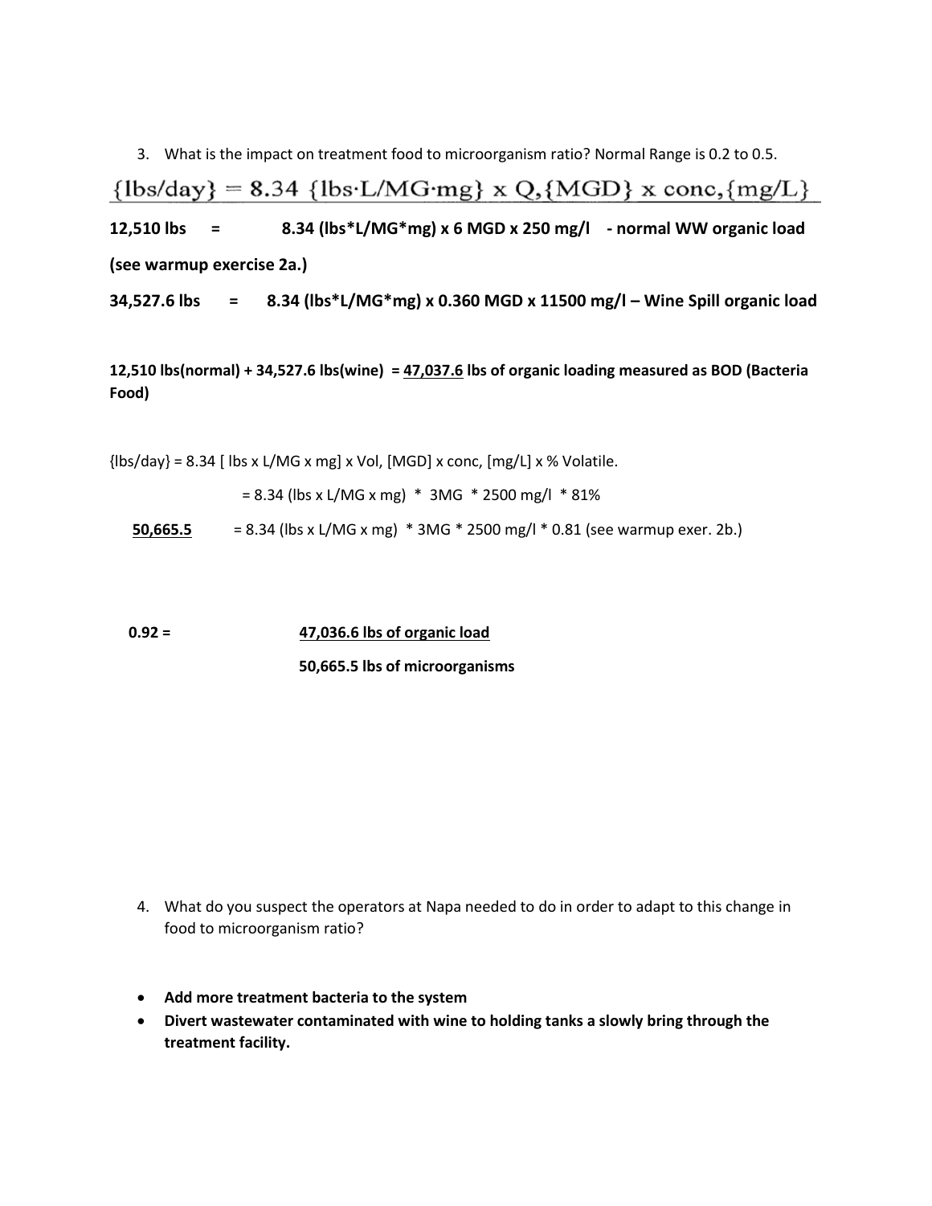3. What is the impact on treatment food to microorganism ratio? Normal Range is 0.2 to 0.5.

$$\{\text{lbs/day}\} = 8.34\ \{\text{lbs}\cdot\text{L/MG}\cdot\text{mg}\}\ \text{x}\ \text{Q},\{\text{MGD}\}\ \text{x}\ \text{conc},\{\text{mg/L}\}$$

**12,510 lbs = 8.34 (lbs*L/MG*mg) x 6 MGD x 250 mg/l - normal WW organic load (see warmup exercise 2a.)**

**34,527.6 lbs = 8.34 (lbs*L/MG*mg) x 0.360 MGD x 11500 mg/l – Wine Spill organic load**

**12,510 lbs(normal) + 34,527.6 lbs(wine) = <u>47,037.6</u> lbs of organic loading measured as BOD (Bacteria Food)**

{lbs/day} = 8.34 [ lbs x L/MG x mg] x Vol, [MGD] x conc, [mg/L] x % Volatile.

= 8.34 (lbs x L/MG x mg) * 3MG * 2500 mg/l * 81%

**<u>50,665.5</u>** = 8.34 (lbs x L/MG x mg) * 3MG * 2500 mg/l * 0.81 (see warmup exer. 2b.)

**0.92 =** $\dfrac{\textbf{47,036.6 lbs of organic load}}{\textbf{50,665.5 lbs of microorganisms}}$

4. What do you suspect the operators at Napa needed to do in order to adapt to this change in food to microorganism ratio?

- **Add more treatment bacteria to the system**
- **Divert wastewater contaminated with wine to holding tanks a slowly bring through the treatment facility.**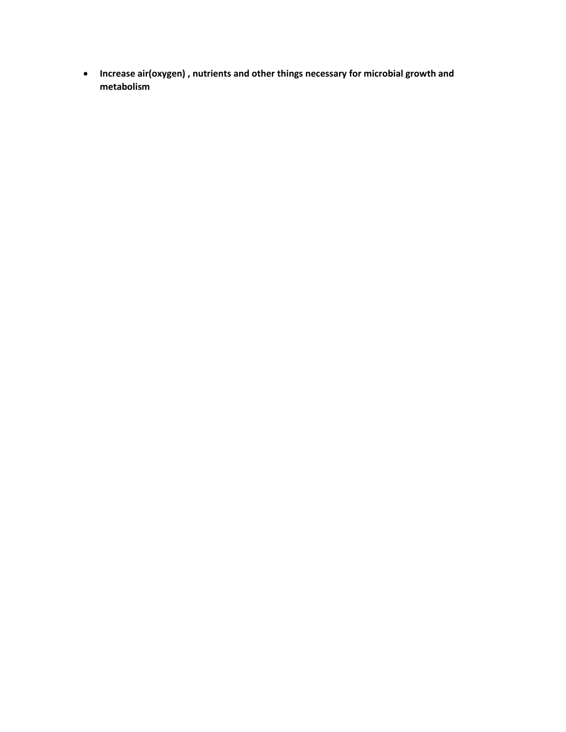- **Increase air(oxygen) , nutrients and other things necessary for microbial growth and metabolism**